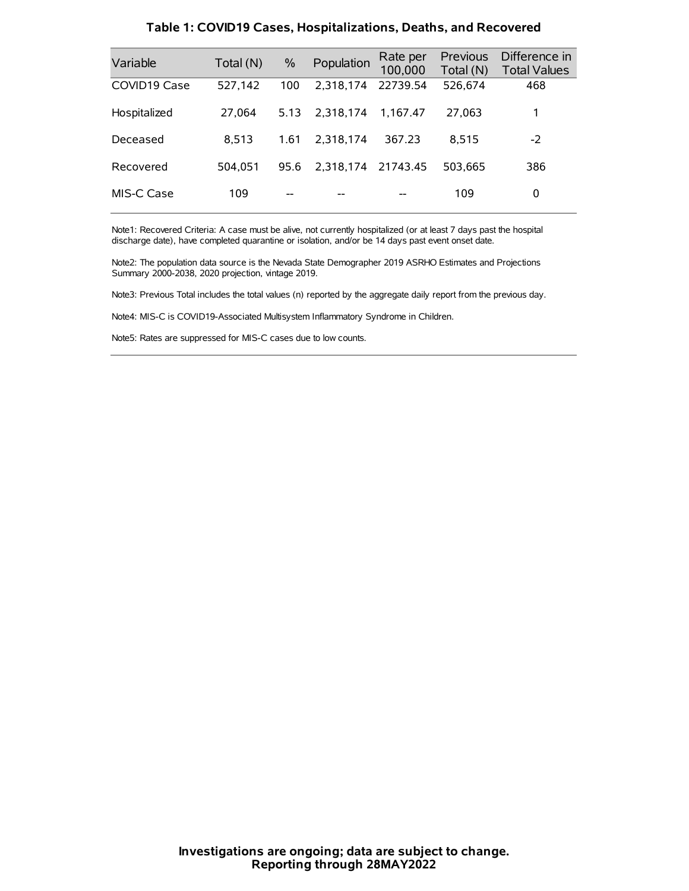## Table 1: COVID19 Cases, Hospitalizations, Deaths, and Recovered

| Variable | Total (N) | % | Population | Rate per 100,000 | Previous Total (N) | Difference in Total Values |
|---|---|---|---|---|---|---|
| COVID19 Case | 527,142 | 100 | 2,318,174 | 22739.54 | 526,674 | 468 |
| Hospitalized | 27,064 | 5.13 | 2,318,174 | 1,167.47 | 27,063 | 1 |
| Deceased | 8,513 | 1.61 | 2,318,174 | 367.23 | 8,515 | -2 |
| Recovered | 504,051 | 95.6 | 2,318,174 | 21743.45 | 503,665 | 386 |
| MIS-C Case | 109 | -- | -- | -- | 109 | 0 |

Note1: Recovered Criteria: A case must be alive, not currently hospitalized (or at least 7 days past the hospital discharge date), have completed quarantine or isolation, and/or be 14 days past event onset date.

Note2: The population data source is the Nevada State Demographer 2019 ASRHO Estimates and Projections Summary 2000-2038, 2020 projection, vintage 2019.

Note3: Previous Total includes the total values (n) reported by the aggregate daily report from the previous day.

Note4: MIS-C is COVID19-Associated Multisystem Inflammatory Syndrome in Children.

Note5: Rates are suppressed for MIS-C cases due to low counts.

**Investigations are ongoing; data are subject to change.**
**Reporting through 28MAY2022**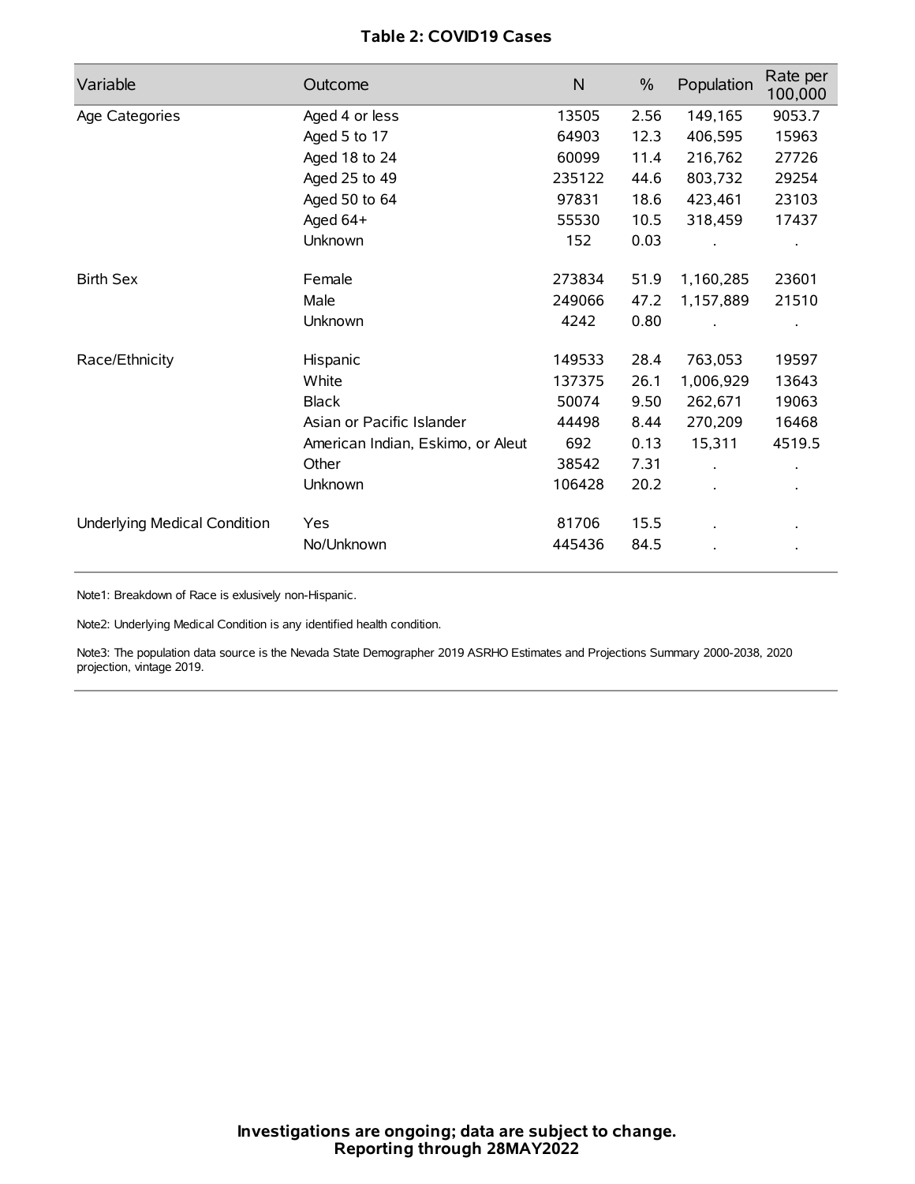**Table 2: COVID19 Cases**

| Variable | Outcome | N | % | Population | Rate per 100,000 |
|---|---|---|---|---|---|
| Age Categories | Aged 4 or less | 13505 | 2.56 | 149,165 | 9053.7 |
| | Aged 5 to 17 | 64903 | 12.3 | 406,595 | 15963 |
| | Aged 18 to 24 | 60099 | 11.4 | 216,762 | 27726 |
| | Aged 25 to 49 | 235122 | 44.6 | 803,732 | 29254 |
| | Aged 50 to 64 | 97831 | 18.6 | 423,461 | 23103 |
| | Aged 64+ | 55530 | 10.5 | 318,459 | 17437 |
| | Unknown | 152 | 0.03 | . | . |
| Birth Sex | Female | 273834 | 51.9 | 1,160,285 | 23601 |
| | Male | 249066 | 47.2 | 1,157,889 | 21510 |
| | Unknown | 4242 | 0.80 | . | . |
| Race/Ethnicity | Hispanic | 149533 | 28.4 | 763,053 | 19597 |
| | White | 137375 | 26.1 | 1,006,929 | 13643 |
| | Black | 50074 | 9.50 | 262,671 | 19063 |
| | Asian or Pacific Islander | 44498 | 8.44 | 270,209 | 16468 |
| | American Indian, Eskimo, or Aleut | 692 | 0.13 | 15,311 | 4519.5 |
| | Other | 38542 | 7.31 | . | . |
| | Unknown | 106428 | 20.2 | . | . |
| Underlying Medical Condition | Yes | 81706 | 15.5 | . | . |
| | No/Unknown | 445436 | 84.5 | . | . |

Note1: Breakdown of Race is exlusively non-Hispanic.

Note2: Underlying Medical Condition is any identified health condition.

Note3: The population data source is the Nevada State Demographer 2019 ASRHO Estimates and Projections Summary 2000-2038, 2020 projection, vintage 2019.

**Investigations are ongoing; data are subject to change.**
**Reporting through 28MAY2022**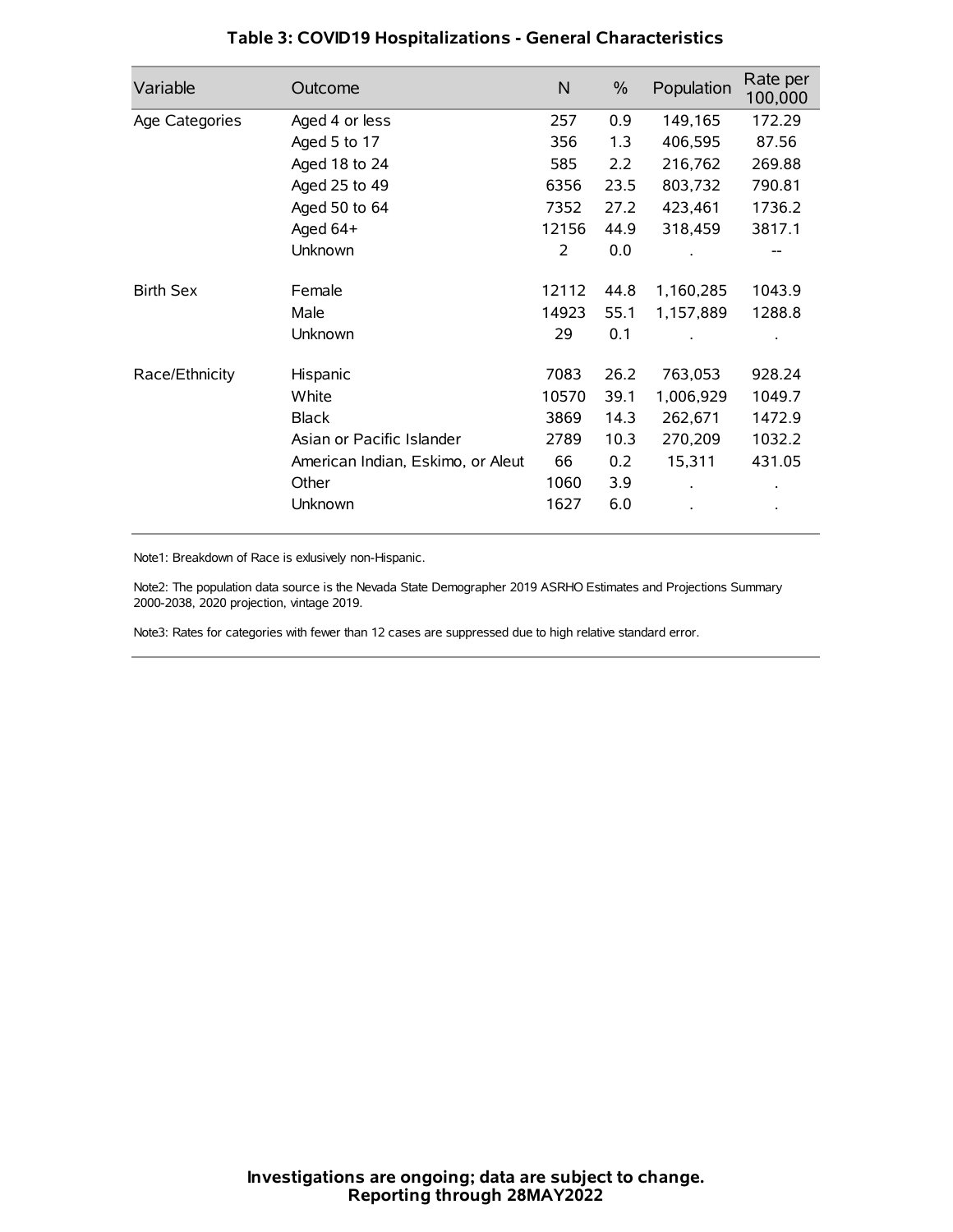### Table 3: COVID19 Hospitalizations - General Characteristics

| Variable | Outcome | N | % | Population | Rate per 100,000 |
|---|---|---|---|---|---|
| Age Categories | Aged 4 or less | 257 | 0.9 | 149,165 | 172.29 |
| | Aged 5 to 17 | 356 | 1.3 | 406,595 | 87.56 |
| | Aged 18 to 24 | 585 | 2.2 | 216,762 | 269.88 |
| | Aged 25 to 49 | 6356 | 23.5 | 803,732 | 790.81 |
| | Aged 50 to 64 | 7352 | 27.2 | 423,461 | 1736.2 |
| | Aged 64+ | 12156 | 44.9 | 318,459 | 3817.1 |
| | Unknown | 2 | 0.0 | . | -- |
| Birth Sex | Female | 12112 | 44.8 | 1,160,285 | 1043.9 |
| | Male | 14923 | 55.1 | 1,157,889 | 1288.8 |
| | Unknown | 29 | 0.1 | . | . |
| Race/Ethnicity | Hispanic | 7083 | 26.2 | 763,053 | 928.24 |
| | White | 10570 | 39.1 | 1,006,929 | 1049.7 |
| | Black | 3869 | 14.3 | 262,671 | 1472.9 |
| | Asian or Pacific Islander | 2789 | 10.3 | 270,209 | 1032.2 |
| | American Indian, Eskimo, or Aleut | 66 | 0.2 | 15,311 | 431.05 |
| | Other | 1060 | 3.9 | . | . |
| | Unknown | 1627 | 6.0 | . | . |

Note1: Breakdown of Race is exlusively non-Hispanic.

Note2: The population data source is the Nevada State Demographer 2019 ASRHO Estimates and Projections Summary 2000-2038, 2020 projection, vintage 2019.

Note3: Rates for categories with fewer than 12 cases are suppressed due to high relative standard error.

**Investigations are ongoing; data are subject to change.**
**Reporting through 28MAY2022**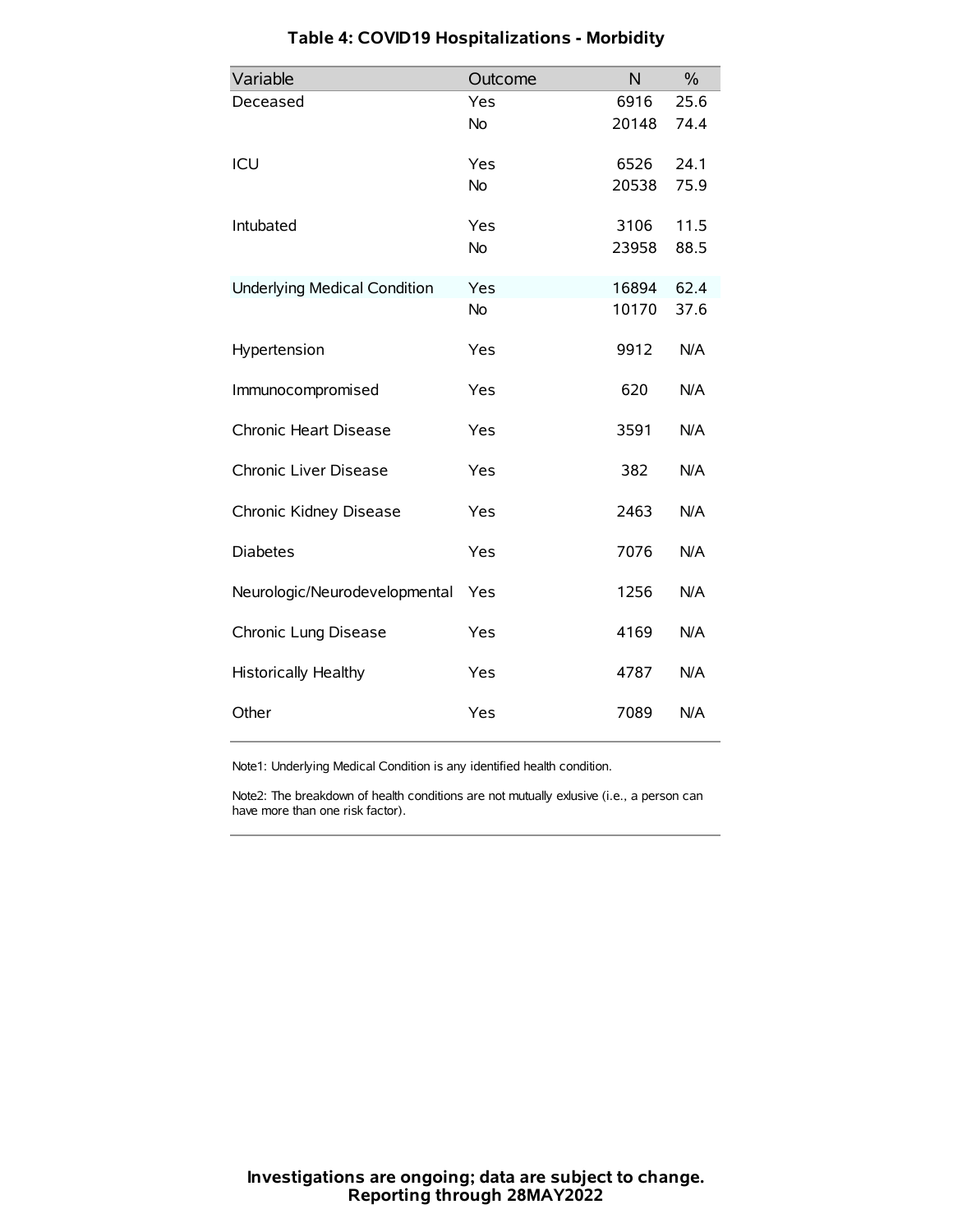## Table 4: COVID19 Hospitalizations - Morbidity

| Variable | Outcome | N | % |
|---|---|---|---|
| Deceased | Yes | 6916 | 25.6 |
| | No | 20148 | 74.4 |
| ICU | Yes | 6526 | 24.1 |
| | No | 20538 | 75.9 |
| Intubated | Yes | 3106 | 11.5 |
| | No | 23958 | 88.5 |
| Underlying Medical Condition | Yes | 16894 | 62.4 |
| | No | 10170 | 37.6 |
| Hypertension | Yes | 9912 | N/A |
| Immunocompromised | Yes | 620 | N/A |
| Chronic Heart Disease | Yes | 3591 | N/A |
| Chronic Liver Disease | Yes | 382 | N/A |
| Chronic Kidney Disease | Yes | 2463 | N/A |
| Diabetes | Yes | 7076 | N/A |
| Neurologic/Neurodevelopmental | Yes | 1256 | N/A |
| Chronic Lung Disease | Yes | 4169 | N/A |
| Historically Healthy | Yes | 4787 | N/A |
| Other | Yes | 7089 | N/A |

Note1: Underlying Medical Condition is any identified health condition.

Note2: The breakdown of health conditions are not mutually exlusive (i.e., a person can have more than one risk factor).

**Investigations are ongoing; data are subject to change.**
**Reporting through 28MAY2022**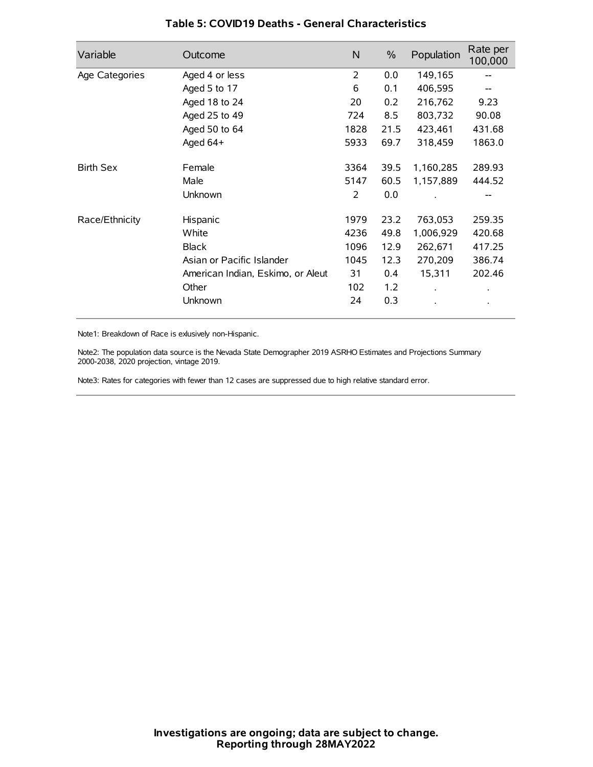## Table 5: COVID19 Deaths - General Characteristics

| Variable | Outcome | N | % | Population | Rate per 100,000 |
|---|---|---|---|---|---|
| Age Categories | Aged 4 or less | 2 | 0.0 | 149,165 | -- |
| | Aged 5 to 17 | 6 | 0.1 | 406,595 | -- |
| | Aged 18 to 24 | 20 | 0.2 | 216,762 | 9.23 |
| | Aged 25 to 49 | 724 | 8.5 | 803,732 | 90.08 |
| | Aged 50 to 64 | 1828 | 21.5 | 423,461 | 431.68 |
| | Aged 64+ | 5933 | 69.7 | 318,459 | 1863.0 |
| Birth Sex | Female | 3364 | 39.5 | 1,160,285 | 289.93 |
| | Male | 5147 | 60.5 | 1,157,889 | 444.52 |
| | Unknown | 2 | 0.0 | . | -- |
| Race/Ethnicity | Hispanic | 1979 | 23.2 | 763,053 | 259.35 |
| | White | 4236 | 49.8 | 1,006,929 | 420.68 |
| | Black | 1096 | 12.9 | 262,671 | 417.25 |
| | Asian or Pacific Islander | 1045 | 12.3 | 270,209 | 386.74 |
| | American Indian, Eskimo, or Aleut | 31 | 0.4 | 15,311 | 202.46 |
| | Other | 102 | 1.2 | . | . |
| | Unknown | 24 | 0.3 | . | . |

Note1: Breakdown of Race is exlusively non-Hispanic.

Note2: The population data source is the Nevada State Demographer 2019 ASRHO Estimates and Projections Summary 2000-2038, 2020 projection, vintage 2019.

Note3: Rates for categories with fewer than 12 cases are suppressed due to high relative standard error.

**Investigations are ongoing; data are subject to change.**
**Reporting through 28MAY2022**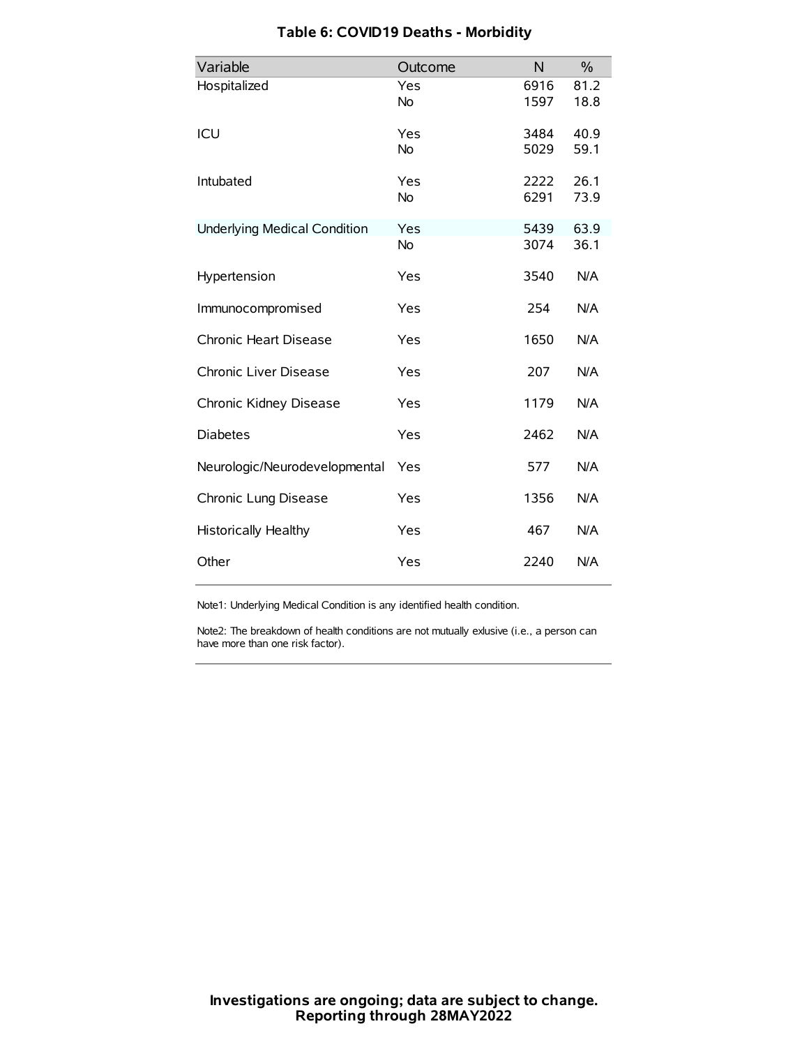# Table 6: COVID19 Deaths - Morbidity

| Variable | Outcome | N | % |
|---|---|---|---|
| Hospitalized | Yes | 6916 | 81.2 |
| | No | 1597 | 18.8 |
| ICU | Yes | 3484 | 40.9 |
| | No | 5029 | 59.1 |
| Intubated | Yes | 2222 | 26.1 |
| | No | 6291 | 73.9 |
| Underlying Medical Condition | Yes | 5439 | 63.9 |
| | No | 3074 | 36.1 |
| Hypertension | Yes | 3540 | N/A |
| Immunocompromised | Yes | 254 | N/A |
| Chronic Heart Disease | Yes | 1650 | N/A |
| Chronic Liver Disease | Yes | 207 | N/A |
| Chronic Kidney Disease | Yes | 1179 | N/A |
| Diabetes | Yes | 2462 | N/A |
| Neurologic/Neurodevelopmental | Yes | 577 | N/A |
| Chronic Lung Disease | Yes | 1356 | N/A |
| Historically Healthy | Yes | 467 | N/A |
| Other | Yes | 2240 | N/A |

Note1: Underlying Medical Condition is any identified health condition.

Note2: The breakdown of health conditions are not mutually exlusive (i.e., a person can have more than one risk factor).

**Investigations are ongoing; data are subject to change.**
**Reporting through 28MAY2022**